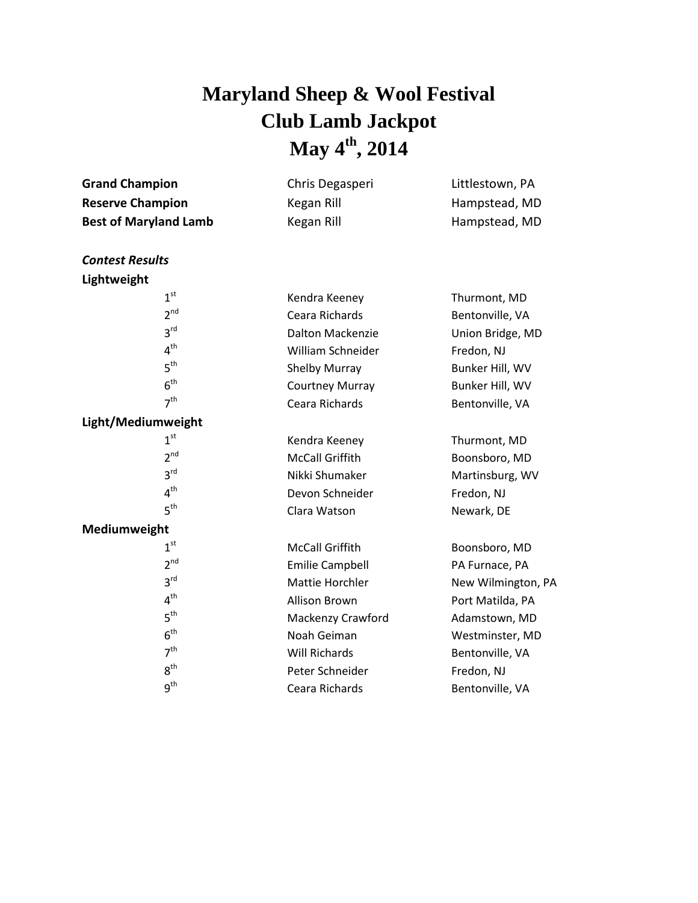# Maryland Sheep & Wool Festival
# Club Lamb Jackpot
# May 4th, 2014

| | | |
|---|---|---|
| **Grand Champion** | Chris Degasperi | Littlestown, PA |
| **Reserve Champion** | Kegan Rill | Hampstead, MD |
| **Best of Maryland Lamb** | Kegan Rill | Hampstead, MD |

***Contest Results***

**Lightweight**

| | | |
|---|---|---|
| 1st | Kendra Keeney | Thurmont, MD |
| 2nd | Ceara Richards | Bentonville, VA |
| 3rd | Dalton Mackenzie | Union Bridge, MD |
| 4th | William Schneider | Fredon, NJ |
| 5th | Shelby Murray | Bunker Hill, WV |
| 6th | Courtney Murray | Bunker Hill, WV |
| 7th | Ceara Richards | Bentonville, VA |

**Light/Mediumweight**

| | | |
|---|---|---|
| 1st | Kendra Keeney | Thurmont, MD |
| 2nd | McCall Griffith | Boonsboro, MD |
| 3rd | Nikki Shumaker | Martinsburg, WV |
| 4th | Devon Schneider | Fredon, NJ |
| 5th | Clara Watson | Newark, DE |

**Mediumweight**

| | | |
|---|---|---|
| 1st | McCall Griffith | Boonsboro, MD |
| 2nd | Emilie Campbell | PA Furnace, PA |
| 3rd | Mattie Horchler | New Wilmington, PA |
| 4th | Allison Brown | Port Matilda, PA |
| 5th | Mackenzy Crawford | Adamstown, MD |
| 6th | Noah Geiman | Westminster, MD |
| 7th | Will Richards | Bentonville, VA |
| 8th | Peter Schneider | Fredon, NJ |
| 9th | Ceara Richards | Bentonville, VA |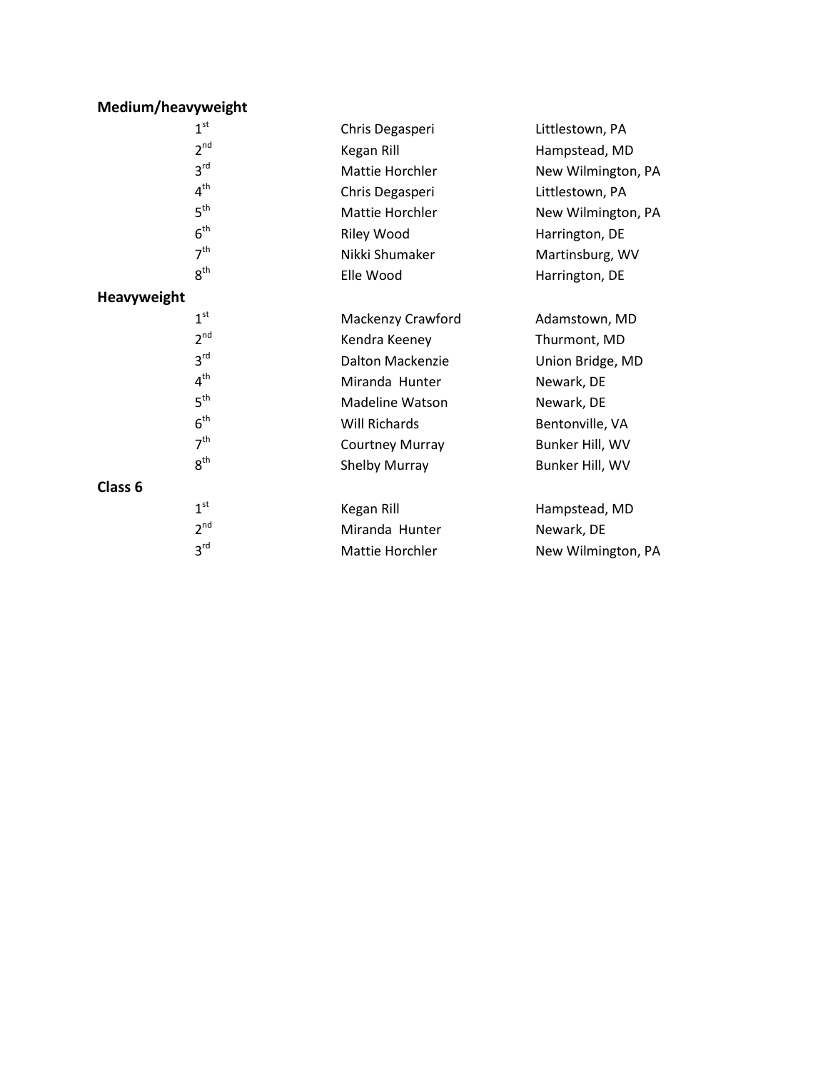**Medium/heavyweight**

| | | |
|---|---|---|
| 1st | Chris Degasperi | Littlestown, PA |
| 2nd | Kegan Rill | Hampstead, MD |
| 3rd | Mattie Horchler | New Wilmington, PA |
| 4th | Chris Degasperi | Littlestown, PA |
| 5th | Mattie Horchler | New Wilmington, PA |
| 6th | Riley Wood | Harrington, DE |
| 7th | Nikki Shumaker | Martinsburg, WV |
| 8th | Elle Wood | Harrington, DE |

**Heavyweight**

| | | |
|---|---|---|
| 1st | Mackenzy Crawford | Adamstown, MD |
| 2nd | Kendra Keeney | Thurmont, MD |
| 3rd | Dalton Mackenzie | Union Bridge, MD |
| 4th | Miranda Hunter | Newark, DE |
| 5th | Madeline Watson | Newark, DE |
| 6th | Will Richards | Bentonville, VA |
| 7th | Courtney Murray | Bunker Hill, WV |
| 8th | Shelby Murray | Bunker Hill, WV |

**Class 6**

| | | |
|---|---|---|
| 1st | Kegan Rill | Hampstead, MD |
| 2nd | Miranda Hunter | Newark, DE |
| 3rd | Mattie Horchler | New Wilmington, PA |